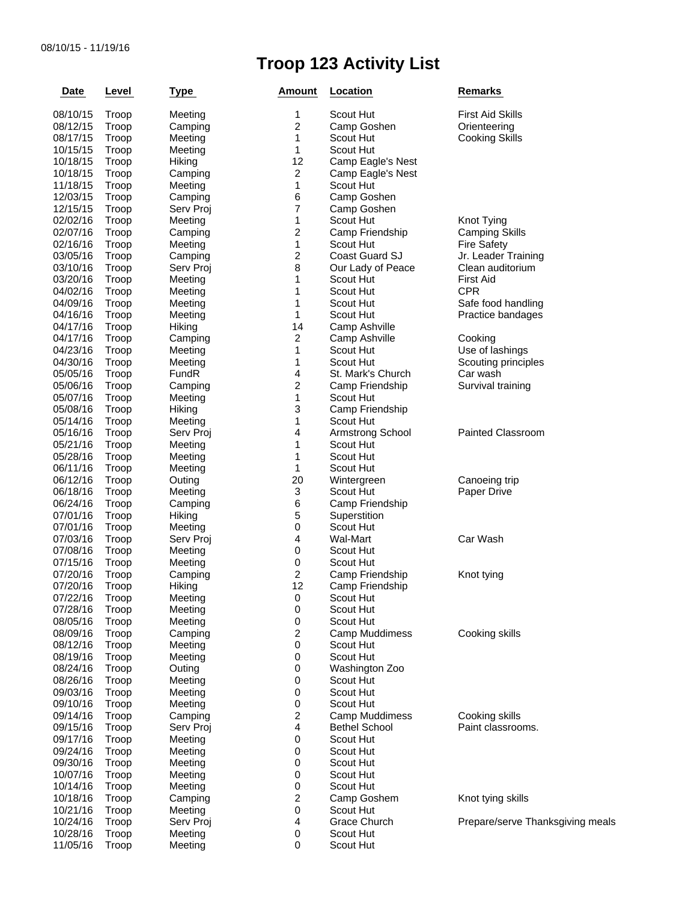08/10/15 - 11/19/16

# Troop 123 Activity List

| Date | Level | Type | Amount | Location | Remarks |
|---|---|---|---|---|---|
| 08/10/15 | Troop | Meeting | 1 | Scout Hut | First Aid Skills |
| 08/12/15 | Troop | Camping | 2 | Camp Goshen | Orienteering |
| 08/17/15 | Troop | Meeting | 1 | Scout Hut | Cooking Skills |
| 10/15/15 | Troop | Meeting | 1 | Scout Hut | |
| 10/18/15 | Troop | Hiking | 12 | Camp Eagle's Nest | |
| 10/18/15 | Troop | Camping | 2 | Camp Eagle's Nest | |
| 11/18/15 | Troop | Meeting | 1 | Scout Hut | |
| 12/03/15 | Troop | Camping | 6 | Camp Goshen | |
| 12/15/15 | Troop | Serv Proj | 7 | Camp Goshen | |
| 02/02/16 | Troop | Meeting | 1 | Scout Hut | Knot Tying |
| 02/07/16 | Troop | Camping | 2 | Camp Friendship | Camping Skills |
| 02/16/16 | Troop | Meeting | 1 | Scout Hut | Fire Safety |
| 03/05/16 | Troop | Camping | 2 | Coast Guard SJ | Jr. Leader Training |
| 03/10/16 | Troop | Serv Proj | 8 | Our Lady of Peace | Clean auditorium |
| 03/20/16 | Troop | Meeting | 1 | Scout Hut | First Aid |
| 04/02/16 | Troop | Meeting | 1 | Scout Hut | CPR |
| 04/09/16 | Troop | Meeting | 1 | Scout Hut | Safe food handling |
| 04/16/16 | Troop | Meeting | 1 | Scout Hut | Practice bandages |
| 04/17/16 | Troop | Hiking | 14 | Camp Ashville | |
| 04/17/16 | Troop | Camping | 2 | Camp Ashville | Cooking |
| 04/23/16 | Troop | Meeting | 1 | Scout Hut | Use of lashings |
| 04/30/16 | Troop | Meeting | 1 | Scout Hut | Scouting principles |
| 05/05/16 | Troop | FundR | 4 | St. Mark's Church | Car wash |
| 05/06/16 | Troop | Camping | 2 | Camp Friendship | Survival training |
| 05/07/16 | Troop | Meeting | 1 | Scout Hut | |
| 05/08/16 | Troop | Hiking | 3 | Camp Friendship | |
| 05/14/16 | Troop | Meeting | 1 | Scout Hut | |
| 05/16/16 | Troop | Serv Proj | 4 | Armstrong School | Painted Classroom |
| 05/21/16 | Troop | Meeting | 1 | Scout Hut | |
| 05/28/16 | Troop | Meeting | 1 | Scout Hut | |
| 06/11/16 | Troop | Meeting | 1 | Scout Hut | |
| 06/12/16 | Troop | Outing | 20 | Wintergreen | Canoeing trip |
| 06/18/16 | Troop | Meeting | 3 | Scout Hut | Paper Drive |
| 06/24/16 | Troop | Camping | 6 | Camp Friendship | |
| 07/01/16 | Troop | Hiking | 5 | Superstition | |
| 07/01/16 | Troop | Meeting | 0 | Scout Hut | |
| 07/03/16 | Troop | Serv Proj | 4 | Wal-Mart | Car Wash |
| 07/08/16 | Troop | Meeting | 0 | Scout Hut | |
| 07/15/16 | Troop | Meeting | 0 | Scout Hut | |
| 07/20/16 | Troop | Camping | 2 | Camp Friendship | Knot tying |
| 07/20/16 | Troop | Hiking | 12 | Camp Friendship | |
| 07/22/16 | Troop | Meeting | 0 | Scout Hut | |
| 07/28/16 | Troop | Meeting | 0 | Scout Hut | |
| 08/05/16 | Troop | Meeting | 0 | Scout Hut | |
| 08/09/16 | Troop | Camping | 2 | Camp Muddimess | Cooking skills |
| 08/12/16 | Troop | Meeting | 0 | Scout Hut | |
| 08/19/16 | Troop | Meeting | 0 | Scout Hut | |
| 08/24/16 | Troop | Outing | 0 | Washington Zoo | |
| 08/26/16 | Troop | Meeting | 0 | Scout Hut | |
| 09/03/16 | Troop | Meeting | 0 | Scout Hut | |
| 09/10/16 | Troop | Meeting | 0 | Scout Hut | |
| 09/14/16 | Troop | Camping | 2 | Camp Muddimess | Cooking skills |
| 09/15/16 | Troop | Serv Proj | 4 | Bethel School | Paint classrooms. |
| 09/17/16 | Troop | Meeting | 0 | Scout Hut | |
| 09/24/16 | Troop | Meeting | 0 | Scout Hut | |
| 09/30/16 | Troop | Meeting | 0 | Scout Hut | |
| 10/07/16 | Troop | Meeting | 0 | Scout Hut | |
| 10/14/16 | Troop | Meeting | 0 | Scout Hut | |
| 10/18/16 | Troop | Camping | 2 | Camp Goshem | Knot tying skills |
| 10/21/16 | Troop | Meeting | 0 | Scout Hut | |
| 10/24/16 | Troop | Serv Proj | 4 | Grace Church | Prepare/serve Thanksgiving meals |
| 10/28/16 | Troop | Meeting | 0 | Scout Hut | |
| 11/05/16 | Troop | Meeting | 0 | Scout Hut | |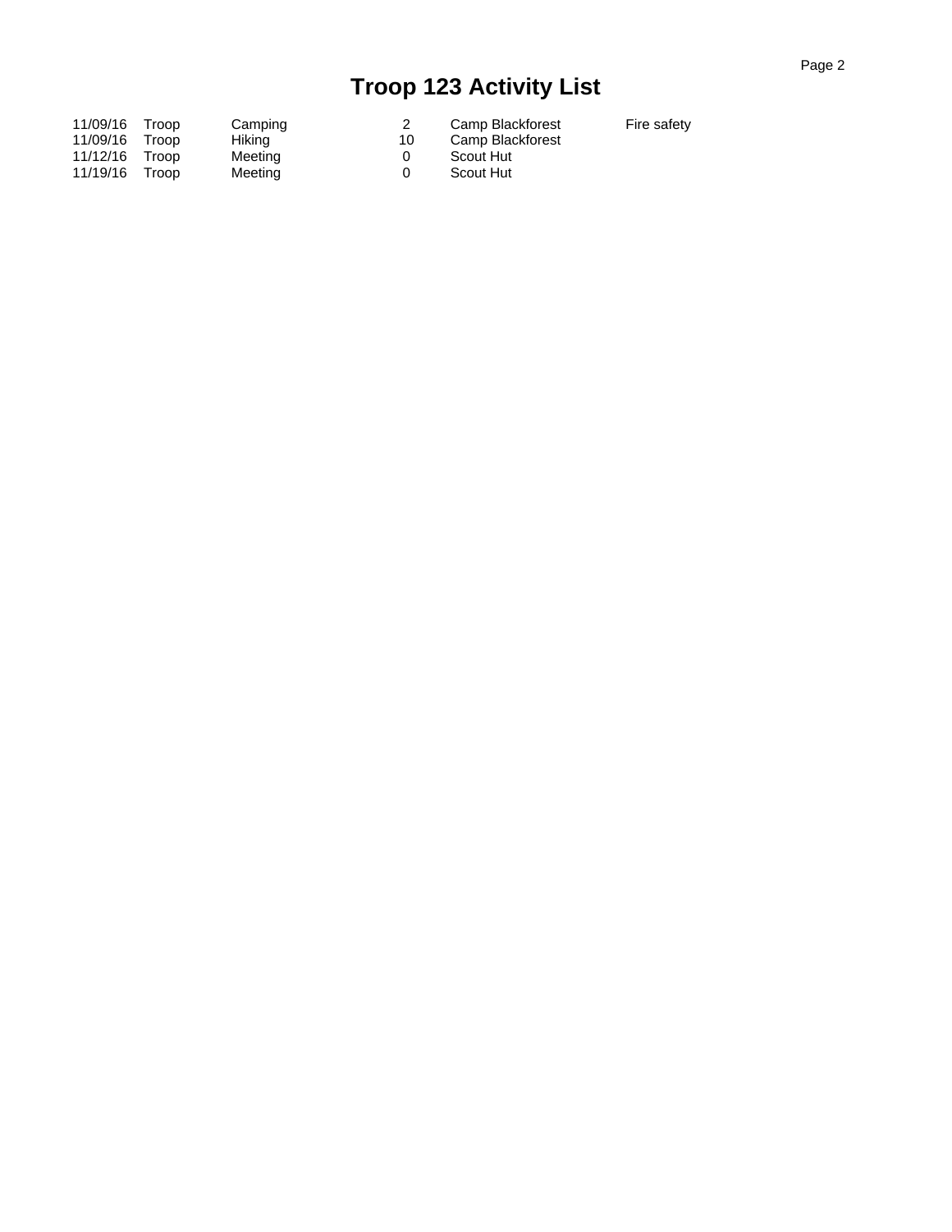# Troop 123 Activity List

| | | | | | |
|---|---|---|---|---|---|
| 11/09/16 | Troop | Camping | 2 | Camp Blackforest | Fire safety |
| 11/09/16 | Troop | Hiking | 10 | Camp Blackforest | |
| 11/12/16 | Troop | Meeting | 0 | Scout Hut | |
| 11/19/16 | Troop | Meeting | 0 | Scout Hut | |